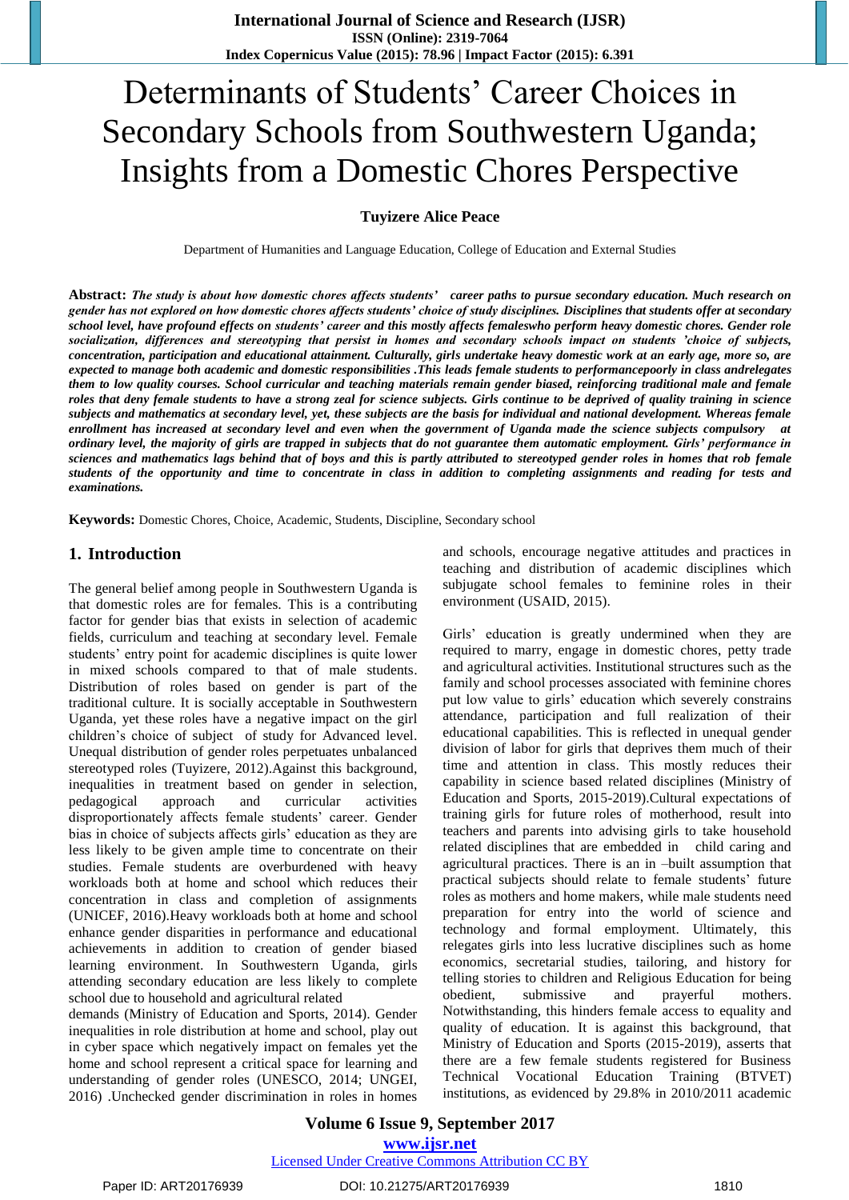# Determinants of Students' Career Choices in Secondary Schools from Southwestern Uganda; Insights from a Domestic Chores Perspective

**Tuyizere Alice Peace**

Department of Humanities and Language Education, College of Education and External Studies

**Abstract:** ***The study is about how domestic chores affects students' career paths to pursue secondary education. Much research on gender has not explored on how domestic chores affects students' choice of study disciplines. Disciplines that students offer at secondary school level, have profound effects on students' career and this mostly affects femaleswho perform heavy domestic chores. Gender role socialization, differences and stereotyping that persist in homes and secondary schools impact on students 'choice of subjects, concentration, participation and educational attainment. Culturally, girls undertake heavy domestic work at an early age, more so, are expected to manage both academic and domestic responsibilities .This leads female students to performancepoorly in class andrelegates them to low quality courses. School curricular and teaching materials remain gender biased, reinforcing traditional male and female roles that deny female students to have a strong zeal for science subjects. Girls continue to be deprived of quality training in science subjects and mathematics at secondary level, yet, these subjects are the basis for individual and national development. Whereas female enrollment has increased at secondary level and even when the government of Uganda made the science subjects compulsory at ordinary level, the majority of girls are trapped in subjects that do not guarantee them automatic employment. Girls' performance in sciences and mathematics lags behind that of boys and this is partly attributed to stereotyped gender roles in homes that rob female students of the opportunity and time to concentrate in class in addition to completing assignments and reading for tests and examinations.***

**Keywords:** Domestic Chores, Choice, Academic, Students, Discipline, Secondary school

## 1. Introduction

The general belief among people in Southwestern Uganda is that domestic roles are for females. This is a contributing factor for gender bias that exists in selection of academic fields, curriculum and teaching at secondary level. Female students' entry point for academic disciplines is quite lower in mixed schools compared to that of male students. Distribution of roles based on gender is part of the traditional culture. It is socially acceptable in Southwestern Uganda, yet these roles have a negative impact on the girl children's choice of subject of study for Advanced level. Unequal distribution of gender roles perpetuates unbalanced stereotyped roles (Tuyizere, 2012).Against this background, inequalities in treatment based on gender in selection, pedagogical approach and curricular activities disproportionately affects female students' career. Gender bias in choice of subjects affects girls' education as they are less likely to be given ample time to concentrate on their studies. Female students are overburdened with heavy workloads both at home and school which reduces their concentration in class and completion of assignments (UNICEF, 2016).Heavy workloads both at home and school enhance gender disparities in performance and educational achievements in addition to creation of gender biased learning environment. In Southwestern Uganda, girls attending secondary education are less likely to complete school due to household and agricultural related demands (Ministry of Education and Sports, 2014). Gender inequalities in role distribution at home and school, play out in cyber space which negatively impact on females yet the home and school represent a critical space for learning and understanding of gender roles (UNESCO, 2014; UNGEI, 2016) .Unchecked gender discrimination in roles in homes and schools, encourage negative attitudes and practices in teaching and distribution of academic disciplines which subjugate school females to feminine roles in their environment (USAID, 2015).

Girls' education is greatly undermined when they are required to marry, engage in domestic chores, petty trade and agricultural activities. Institutional structures such as the family and school processes associated with feminine chores put low value to girls' education which severely constrains attendance, participation and full realization of their educational capabilities. This is reflected in unequal gender division of labor for girls that deprives them much of their time and attention in class. This mostly reduces their capability in science based related disciplines (Ministry of Education and Sports, 2015-2019).Cultural expectations of training girls for future roles of motherhood, result into teachers and parents into advising girls to take household related disciplines that are embedded in child caring and agricultural practices. There is an in –built assumption that practical subjects should relate to female students' future roles as mothers and home makers, while male students need preparation for entry into the world of science and technology and formal employment. Ultimately, this relegates girls into less lucrative disciplines such as home economics, secretarial studies, tailoring, and history for telling stories to children and Religious Education for being obedient, submissive and prayerful mothers. Notwithstanding, this hinders female access to equality and quality of education. It is against this background, that Ministry of Education and Sports (2015-2019), asserts that there are a few female students registered for Business Technical Vocational Education Training (BTVET) institutions, as evidenced by 29.8% in 2010/2011 academic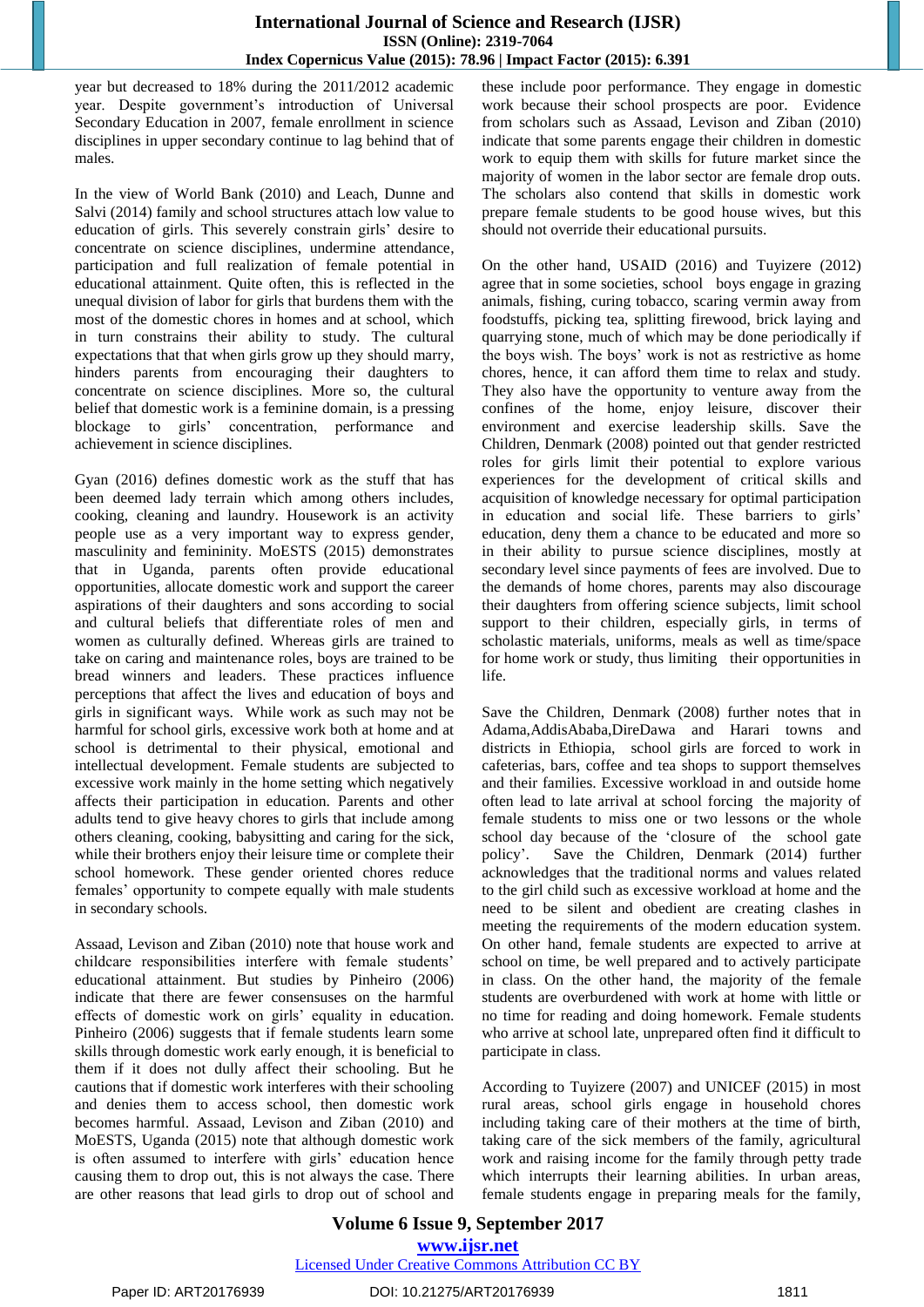year but decreased to 18% during the 2011/2012 academic year. Despite government's introduction of Universal Secondary Education in 2007, female enrollment in science disciplines in upper secondary continue to lag behind that of males.

In the view of World Bank (2010) and Leach, Dunne and Salvi (2014) family and school structures attach low value to education of girls. This severely constrain girls' desire to concentrate on science disciplines, undermine attendance, participation and full realization of female potential in educational attainment. Quite often, this is reflected in the unequal division of labor for girls that burdens them with the most of the domestic chores in homes and at school, which in turn constrains their ability to study. The cultural expectations that that when girls grow up they should marry, hinders parents from encouraging their daughters to concentrate on science disciplines. More so, the cultural belief that domestic work is a feminine domain, is a pressing blockage to girls' concentration, performance and achievement in science disciplines.

Gyan (2016) defines domestic work as the stuff that has been deemed lady terrain which among others includes, cooking, cleaning and laundry. Housework is an activity people use as a very important way to express gender, masculinity and femininity. MoESTS (2015) demonstrates that in Uganda, parents often provide educational opportunities, allocate domestic work and support the career aspirations of their daughters and sons according to social and cultural beliefs that differentiate roles of men and women as culturally defined. Whereas girls are trained to take on caring and maintenance roles, boys are trained to be bread winners and leaders. These practices influence perceptions that affect the lives and education of boys and girls in significant ways. While work as such may not be harmful for school girls, excessive work both at home and at school is detrimental to their physical, emotional and intellectual development. Female students are subjected to excessive work mainly in the home setting which negatively affects their participation in education. Parents and other adults tend to give heavy chores to girls that include among others cleaning, cooking, babysitting and caring for the sick, while their brothers enjoy their leisure time or complete their school homework. These gender oriented chores reduce females' opportunity to compete equally with male students in secondary schools.

Assaad, Levison and Ziban (2010) note that house work and childcare responsibilities interfere with female students' educational attainment. But studies by Pinheiro (2006) indicate that there are fewer consensuses on the harmful effects of domestic work on girls' equality in education. Pinheiro (2006) suggests that if female students learn some skills through domestic work early enough, it is beneficial to them if it does not dully affect their schooling. But he cautions that if domestic work interferes with their schooling and denies them to access school, then domestic work becomes harmful. Assaad, Levison and Ziban (2010) and MoESTS, Uganda (2015) note that although domestic work is often assumed to interfere with girls' education hence causing them to drop out, this is not always the case. There are other reasons that lead girls to drop out of school and these include poor performance. They engage in domestic work because their school prospects are poor. Evidence from scholars such as Assaad, Levison and Ziban (2010) indicate that some parents engage their children in domestic work to equip them with skills for future market since the majority of women in the labor sector are female drop outs. The scholars also contend that skills in domestic work prepare female students to be good house wives, but this should not override their educational pursuits.

On the other hand, USAID (2016) and Tuyizere (2012) agree that in some societies, school boys engage in grazing animals, fishing, curing tobacco, scaring vermin away from foodstuffs, picking tea, splitting firewood, brick laying and quarrying stone, much of which may be done periodically if the boys wish. The boys' work is not as restrictive as home chores, hence, it can afford them time to relax and study. They also have the opportunity to venture away from the confines of the home, enjoy leisure, discover their environment and exercise leadership skills. Save the Children, Denmark (2008) pointed out that gender restricted roles for girls limit their potential to explore various experiences for the development of critical skills and acquisition of knowledge necessary for optimal participation in education and social life. These barriers to girls' education, deny them a chance to be educated and more so in their ability to pursue science disciplines, mostly at secondary level since payments of fees are involved. Due to the demands of home chores, parents may also discourage their daughters from offering science subjects, limit school support to their children, especially girls, in terms of scholastic materials, uniforms, meals as well as time/space for home work or study, thus limiting their opportunities in life.

Save the Children, Denmark (2008) further notes that in Adama,AddisAbaba,DireDawa and Harari towns and districts in Ethiopia, school girls are forced to work in cafeterias, bars, coffee and tea shops to support themselves and their families. Excessive workload in and outside home often lead to late arrival at school forcing the majority of female students to miss one or two lessons or the whole school day because of the 'closure of the school gate policy'. Save the Children, Denmark (2014) further acknowledges that the traditional norms and values related to the girl child such as excessive workload at home and the need to be silent and obedient are creating clashes in meeting the requirements of the modern education system. On other hand, female students are expected to arrive at school on time, be well prepared and to actively participate in class. On the other hand, the majority of the female students are overburdened with work at home with little or no time for reading and doing homework. Female students who arrive at school late, unprepared often find it difficult to participate in class.

According to Tuyizere (2007) and UNICEF (2015) in most rural areas, school girls engage in household chores including taking care of their mothers at the time of birth, taking care of the sick members of the family, agricultural work and raising income for the family through petty trade which interrupts their learning abilities. In urban areas, female students engage in preparing meals for the family,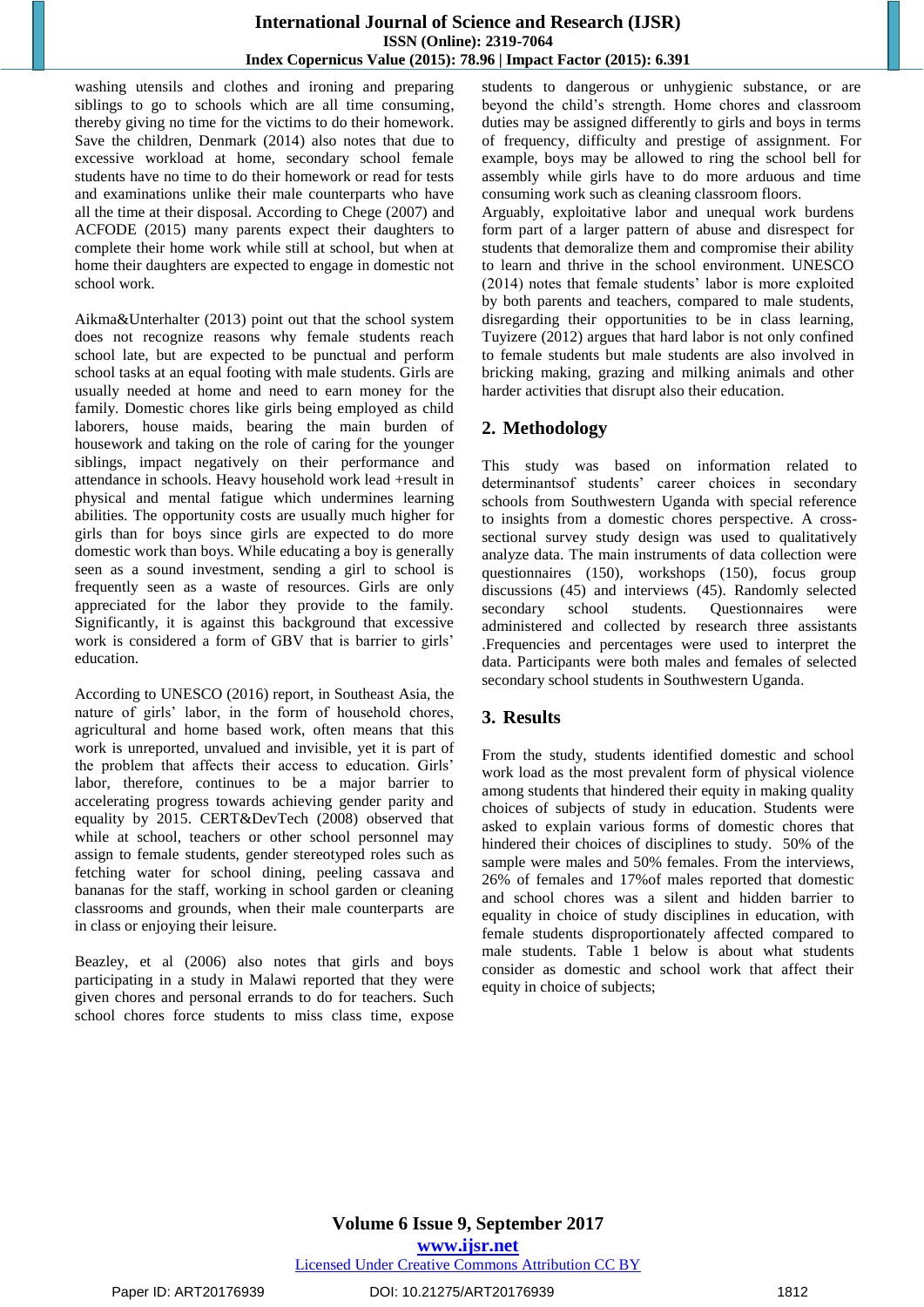washing utensils and clothes and ironing and preparing siblings to go to schools which are all time consuming, thereby giving no time for the victims to do their homework. Save the children, Denmark (2014) also notes that due to excessive workload at home, secondary school female students have no time to do their homework or read for tests and examinations unlike their male counterparts who have all the time at their disposal. According to Chege (2007) and ACFODE (2015) many parents expect their daughters to complete their home work while still at school, but when at home their daughters are expected to engage in domestic not school work.

Aikma&Unterhalter (2013) point out that the school system does not recognize reasons why female students reach school late, but are expected to be punctual and perform school tasks at an equal footing with male students. Girls are usually needed at home and need to earn money for the family. Domestic chores like girls being employed as child laborers, house maids, bearing the main burden of housework and taking on the role of caring for the younger siblings, impact negatively on their performance and attendance in schools. Heavy household work lead +result in physical and mental fatigue which undermines learning abilities. The opportunity costs are usually much higher for girls than for boys since girls are expected to do more domestic work than boys. While educating a boy is generally seen as a sound investment, sending a girl to school is frequently seen as a waste of resources. Girls are only appreciated for the labor they provide to the family. Significantly, it is against this background that excessive work is considered a form of GBV that is barrier to girls' education.

According to UNESCO (2016) report, in Southeast Asia, the nature of girls' labor, in the form of household chores, agricultural and home based work, often means that this work is unreported, unvalued and invisible, yet it is part of the problem that affects their access to education. Girls' labor, therefore, continues to be a major barrier to accelerating progress towards achieving gender parity and equality by 2015. CERT&DevTech (2008) observed that while at school, teachers or other school personnel may assign to female students, gender stereotyped roles such as fetching water for school dining, peeling cassava and bananas for the staff, working in school garden or cleaning classrooms and grounds, when their male counterparts are in class or enjoying their leisure.

Beazley, et al (2006) also notes that girls and boys participating in a study in Malawi reported that they were given chores and personal errands to do for teachers. Such school chores force students to miss class time, expose students to dangerous or unhygienic substance, or are beyond the child's strength. Home chores and classroom duties may be assigned differently to girls and boys in terms of frequency, difficulty and prestige of assignment. For example, boys may be allowed to ring the school bell for assembly while girls have to do more arduous and time consuming work such as cleaning classroom floors.

Arguably, exploitative labor and unequal work burdens form part of a larger pattern of abuse and disrespect for students that demoralize them and compromise their ability to learn and thrive in the school environment. UNESCO (2014) notes that female students' labor is more exploited by both parents and teachers, compared to male students, disregarding their opportunities to be in class learning, Tuyizere (2012) argues that hard labor is not only confined to female students but male students are also involved in bricking making, grazing and milking animals and other harder activities that disrupt also their education.

## 2. Methodology

This study was based on information related to determinantsof students' career choices in secondary schools from Southwestern Uganda with special reference to insights from a domestic chores perspective. A cross-sectional survey study design was used to qualitatively analyze data. The main instruments of data collection were questionnaires (150), workshops (150), focus group discussions (45) and interviews (45). Randomly selected secondary school students. Questionnaires were administered and collected by research three assistants .Frequencies and percentages were used to interpret the data. Participants were both males and females of selected secondary school students in Southwestern Uganda.

## 3. Results

From the study, students identified domestic and school work load as the most prevalent form of physical violence among students that hindered their equity in making quality choices of subjects of study in education. Students were asked to explain various forms of domestic chores that hindered their choices of disciplines to study. 50% of the sample were males and 50% females. From the interviews, 26% of females and 17%of males reported that domestic and school chores was a silent and hidden barrier to equality in choice of study disciplines in education, with female students disproportionately affected compared to male students. Table 1 below is about what students consider as domestic and school work that affect their equity in choice of subjects;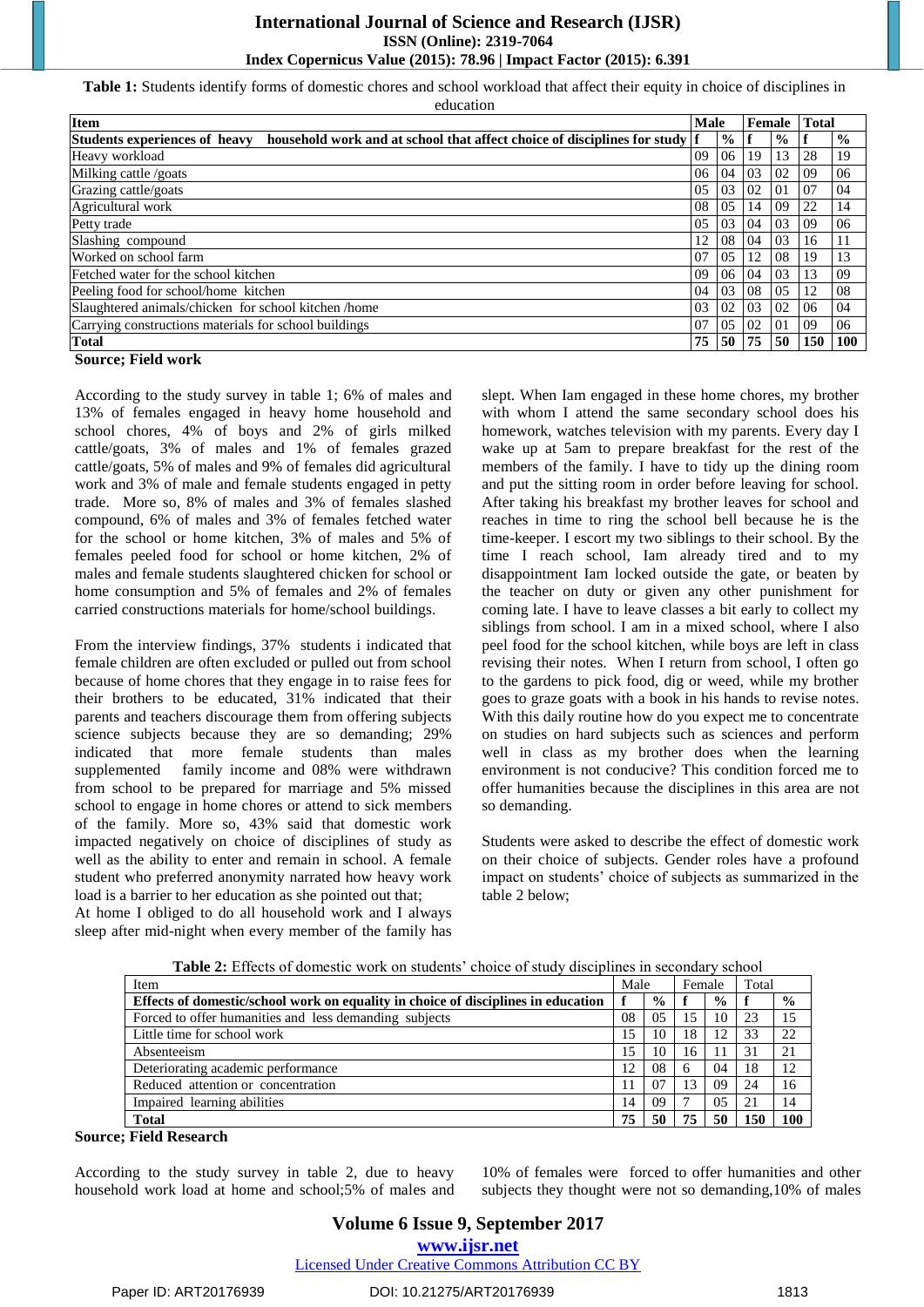**Table 1:** Students identify forms of domestic chores and school workload that affect their equity in choice of disciplines in education

| Item | Male | | Female | | Total | |
|---|---|---|---|---|---|---|
| **Students experiences of heavy household work and at school that affect choice of disciplines for study** | **f** | **%** | **f** | **%** | **f** | **%** |
| Heavy workload | 09 | 06 | 19 | 13 | 28 | 19 |
| Milking cattle /goats | 06 | 04 | 03 | 02 | 09 | 06 |
| Grazing cattle/goats | 05 | 03 | 02 | 01 | 07 | 04 |
| Agricultural work | 08 | 05 | 14 | 09 | 22 | 14 |
| Petty trade | 05 | 03 | 04 | 03 | 09 | 06 |
| Slashing compound | 12 | 08 | 04 | 03 | 16 | 11 |
| Worked on school farm | 07 | 05 | 12 | 08 | 19 | 13 |
| Fetched water for the school kitchen | 09 | 06 | 04 | 03 | 13 | 09 |
| Peeling food for school/home kitchen | 04 | 03 | 08 | 05 | 12 | 08 |
| Slaughtered animals/chicken for school kitchen /home | 03 | 02 | 03 | 02 | 06 | 04 |
| Carrying constructions materials for school buildings | 07 | 05 | 02 | 01 | 09 | 06 |
| **Total** | **75** | **50** | **75** | **50** | **150** | **100** |

**Source; Field work**

According to the study survey in table 1; 6% of males and 13% of females engaged in heavy home household and school chores, 4% of boys and 2% of girls milked cattle/goats, 3% of males and 1% of females grazed cattle/goats, 5% of males and 9% of females did agricultural work and 3% of male and female students engaged in petty trade. More so, 8% of males and 3% of females slashed compound, 6% of males and 3% of females fetched water for the school or home kitchen, 3% of males and 5% of females peeled food for school or home kitchen, 2% of males and female students slaughtered chicken for school or home consumption and 5% of females and 2% of females carried constructions materials for home/school buildings.

From the interview findings, 37% students i indicated that female children are often excluded or pulled out from school because of home chores that they engage in to raise fees for their brothers to be educated, 31% indicated that their parents and teachers discourage them from offering subjects science subjects because they are so demanding; 29% indicated that more female students than males supplemented family income and 08% were withdrawn from school to be prepared for marriage and 5% missed school to engage in home chores or attend to sick members of the family. More so, 43% said that domestic work impacted negatively on choice of disciplines of study as well as the ability to enter and remain in school. A female student who preferred anonymity narrated how heavy work load is a barrier to her education as she pointed out that;

At home I obliged to do all household work and I always sleep after mid-night when every member of the family has slept. When Iam engaged in these home chores, my brother with whom I attend the same secondary school does his homework, watches television with my parents. Every day I wake up at 5am to prepare breakfast for the rest of the members of the family. I have to tidy up the dining room and put the sitting room in order before leaving for school. After taking his breakfast my brother leaves for school and reaches in time to ring the school bell because he is the time-keeper. I escort my two siblings to their school. By the time I reach school, Iam already tired and to my disappointment Iam locked outside the gate, or beaten by the teacher on duty or given any other punishment for coming late. I have to leave classes a bit early to collect my siblings from school. I am in a mixed school, where I also peel food for the school kitchen, while boys are left in class revising their notes. When I return from school, I often go to the gardens to pick food, dig or weed, while my brother goes to graze goats with a book in his hands to revise notes. With this daily routine how do you expect me to concentrate on studies on hard subjects such as sciences and perform well in class as my brother does when the learning environment is not conducive? This condition forced me to offer humanities because the disciplines in this area are not so demanding.

Students were asked to describe the effect of domestic work on their choice of subjects. Gender roles have a profound impact on students' choice of subjects as summarized in the table 2 below;

**Table 2:** Effects of domestic work on students' choice of study disciplines in secondary school

| Item | Male | | Female | | Total | |
|---|---|---|---|---|---|---|
| **Effects of domestic/school work on equality in choice of disciplines in education** | **f** | **%** | **f** | **%** | **f** | **%** |
| Forced to offer humanities and less demanding subjects | 08 | 05 | 15 | 10 | 23 | 15 |
| Little time for school work | 15 | 10 | 18 | 12 | 33 | 22 |
| Absenteeism | 15 | 10 | 16 | 11 | 31 | 21 |
| Deteriorating academic performance | 12 | 08 | 6 | 04 | 18 | 12 |
| Reduced attention or concentration | 11 | 07 | 13 | 09 | 24 | 16 |
| Impaired learning abilities | 14 | 09 | 7 | 05 | 21 | 14 |
| **Total** | **75** | **50** | **75** | **50** | **150** | **100** |

**Source; Field Research**

According to the study survey in table 2, due to heavy household work load at home and school;5% of males and 10% of females were forced to offer humanities and other subjects they thought were not so demanding,10% of males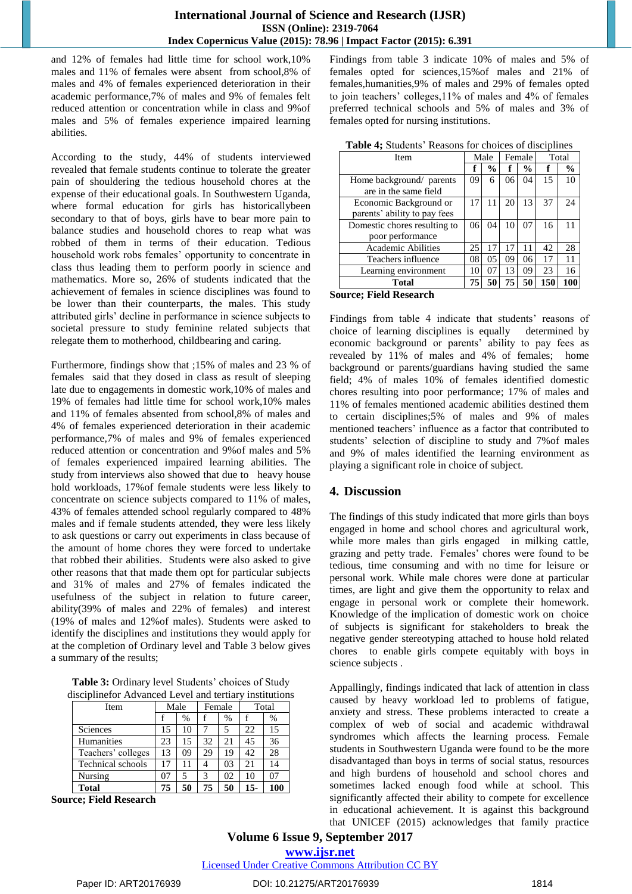and 12% of females had little time for school work,10% males and 11% of females were absent from school,8% of males and 4% of females experienced deterioration in their academic performance,7% of males and 9% of females felt reduced attention or concentration while in class and 9%of males and 5% of females experience impaired learning abilities.

According to the study, 44% of students interviewed revealed that female students continue to tolerate the greater pain of shouldering the tedious household chores at the expense of their educational goals. In Southwestern Uganda, where formal education for girls has historicallybeen secondary to that of boys, girls have to bear more pain to balance studies and household chores to reap what was robbed of them in terms of their education. Tedious household work robs females' opportunity to concentrate in class thus leading them to perform poorly in science and mathematics. More so, 26% of students indicated that the achievement of females in science disciplines was found to be lower than their counterparts, the males. This study attributed girls' decline in performance in science subjects to societal pressure to study feminine related subjects that relegate them to motherhood, childbearing and caring.

Furthermore, findings show that ;15% of males and 23 % of females said that they dosed in class as result of sleeping late due to engagements in domestic work,10% of males and 19% of females had little time for school work,10% males and 11% of females absented from school,8% of males and 4% of females experienced deterioration in their academic performance,7% of males and 9% of females experienced reduced attention or concentration and 9%of males and 5% of females experienced impaired learning abilities. The study from interviews also showed that due to heavy house hold workloads, 17%of female students were less likely to concentrate on science subjects compared to 11% of males, 43% of females attended school regularly compared to 48% males and if female students attended, they were less likely to ask questions or carry out experiments in class because of the amount of home chores they were forced to undertake that robbed their abilities. Students were also asked to give other reasons that made them opt for particular subjects and 31% of males and 27% of females indicated the usefulness of the subject in relation to future career, ability(39% of males and 22% of females) and interest (19% of males and 12%of males). Students were asked to identify the disciplines and institutions they would apply for at the completion of Ordinary level and Table 3 below gives a summary of the results;

**Table 3:** Ordinary level Students' choices of Study disciplinefor Advanced Level and tertiary institutions

| Item | Male | | Female | | Total | |
|---|---|---|---|---|---|---|
| | f | % | f | % | f | % |
| Sciences | 15 | 10 | 7 | 5 | 22 | 15 |
| Humanities | 23 | 15 | 32 | 21 | 45 | 36 |
| Teachers' colleges | 13 | 09 | 29 | 19 | 42 | 28 |
| Technical schools | 17 | 11 | 4 | 03 | 21 | 14 |
| Nursing | 07 | 5 | 3 | 02 | 10 | 07 |
| **Total** | **75** | **50** | **75** | **50** | **15-** | **100** |

**Source; Field Research**

Findings from table 3 indicate 10% of males and 5% of females opted for sciences,15%of males and 21% of females,humanities,9% of males and 29% of females opted to join teachers' colleges,11% of males and 4% of females preferred technical schools and 5% of males and 3% of females opted for nursing institutions.

**Table 4;** Students' Reasons for choices of disciplines

| Item | Male | | Female | | Total | |
|---|---|---|---|---|---|---|
| | **f** | **%** | **f** | **%** | **f** | **%** |
| Home background/ parents are in the same field | 09 | 6 | 06 | 04 | 15 | 10 |
| Economic Background or parents' ability to pay fees | 17 | 11 | 20 | 13 | 37 | 24 |
| Domestic chores resulting to poor performance | 06 | 04 | 10 | 07 | 16 | 11 |
| Academic Abilities | 25 | 17 | 17 | 11 | 42 | 28 |
| Teachers influence | 08 | 05 | 09 | 06 | 17 | 11 |
| Learning environment | 10 | 07 | 13 | 09 | 23 | 16 |
| **Total** | **75** | **50** | **75** | **50** | **150** | **100** |

**Source; Field Research**

Findings from table 4 indicate that students' reasons of choice of learning disciplines is equally determined by economic background or parents' ability to pay fees as revealed by 11% of males and 4% of females; home background or parents/guardians having studied the same field; 4% of males 10% of females identified domestic chores resulting into poor performance; 17% of males and 11% of females mentioned academic abilities destined them to certain disciplines;5% of males and 9% of males mentioned teachers' influence as a factor that contributed to students' selection of discipline to study and 7%of males and 9% of males identified the learning environment as playing a significant role in choice of subject.

## 4. Discussion

The findings of this study indicated that more girls than boys engaged in home and school chores and agricultural work, while more males than girls engaged in milking cattle, grazing and petty trade. Females' chores were found to be tedious, time consuming and with no time for leisure or personal work. While male chores were done at particular times, are light and give them the opportunity to relax and engage in personal work or complete their homework. Knowledge of the implication of domestic work on choice of subjects is significant for stakeholders to break the negative gender stereotyping attached to house hold related chores to enable girls compete equitably with boys in science subjects .

Appallingly, findings indicated that lack of attention in class caused by heavy workload led to problems of fatigue, anxiety and stress. These problems interacted to create a complex of web of social and academic withdrawal syndromes which affects the learning process. Female students in Southwestern Uganda were found to be the more disadvantaged than boys in terms of social status, resources and high burdens of household and school chores and sometimes lacked enough food while at school. This significantly affected their ability to compete for excellence in educational achievement. It is against this background that UNICEF (2015) acknowledges that family practice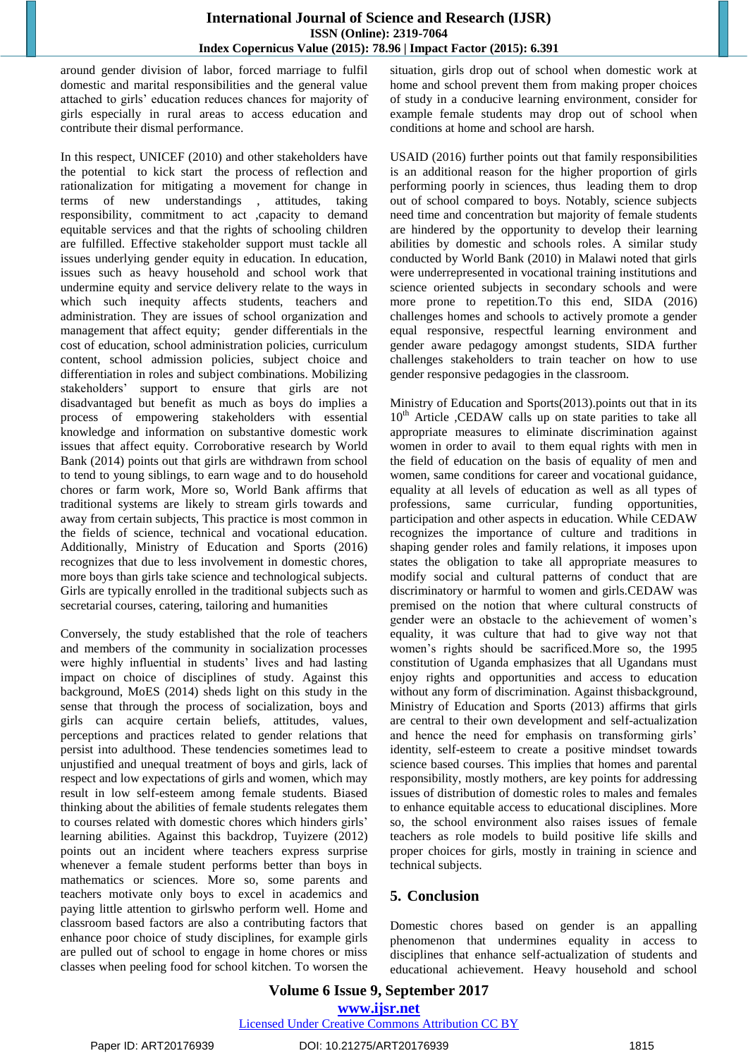around gender division of labor, forced marriage to fulfil domestic and marital responsibilities and the general value attached to girls' education reduces chances for majority of girls especially in rural areas to access education and contribute their dismal performance.

In this respect, UNICEF (2010) and other stakeholders have the potential to kick start the process of reflection and rationalization for mitigating a movement for change in terms of new understandings , attitudes, taking responsibility, commitment to act ,capacity to demand equitable services and that the rights of schooling children are fulfilled. Effective stakeholder support must tackle all issues underlying gender equity in education. In education, issues such as heavy household and school work that undermine equity and service delivery relate to the ways in which such inequity affects students, teachers and administration. They are issues of school organization and management that affect equity; gender differentials in the cost of education, school administration policies, curriculum content, school admission policies, subject choice and differentiation in roles and subject combinations. Mobilizing stakeholders' support to ensure that girls are not disadvantaged but benefit as much as boys do implies a process of empowering stakeholders with essential knowledge and information on substantive domestic work issues that affect equity. Corroborative research by World Bank (2014) points out that girls are withdrawn from school to tend to young siblings, to earn wage and to do household chores or farm work, More so, World Bank affirms that traditional systems are likely to stream girls towards and away from certain subjects, This practice is most common in the fields of science, technical and vocational education. Additionally, Ministry of Education and Sports (2016) recognizes that due to less involvement in domestic chores, more boys than girls take science and technological subjects. Girls are typically enrolled in the traditional subjects such as secretarial courses, catering, tailoring and humanities

Conversely, the study established that the role of teachers and members of the community in socialization processes were highly influential in students' lives and had lasting impact on choice of disciplines of study. Against this background, MoES (2014) sheds light on this study in the sense that through the process of socialization, boys and girls can acquire certain beliefs, attitudes, values, perceptions and practices related to gender relations that persist into adulthood. These tendencies sometimes lead to unjustified and unequal treatment of boys and girls, lack of respect and low expectations of girls and women, which may result in low self-esteem among female students. Biased thinking about the abilities of female students relegates them to courses related with domestic chores which hinders girls' learning abilities. Against this backdrop, Tuyizere (2012) points out an incident where teachers express surprise whenever a female student performs better than boys in mathematics or sciences. More so, some parents and teachers motivate only boys to excel in academics and paying little attention to girlswho perform well. Home and classroom based factors are also a contributing factors that enhance poor choice of study disciplines, for example girls are pulled out of school to engage in home chores or miss classes when peeling food for school kitchen. To worsen the situation, girls drop out of school when domestic work at home and school prevent them from making proper choices of study in a conducive learning environment, consider for example female students may drop out of school when conditions at home and school are harsh.

USAID (2016) further points out that family responsibilities is an additional reason for the higher proportion of girls performing poorly in sciences, thus leading them to drop out of school compared to boys. Notably, science subjects need time and concentration but majority of female students are hindered by the opportunity to develop their learning abilities by domestic and schools roles. A similar study conducted by World Bank (2010) in Malawi noted that girls were underrepresented in vocational training institutions and science oriented subjects in secondary schools and were more prone to repetition.To this end, SIDA (2016) challenges homes and schools to actively promote a gender equal responsive, respectful learning environment and gender aware pedagogy amongst students, SIDA further challenges stakeholders to train teacher on how to use gender responsive pedagogies in the classroom.

Ministry of Education and Sports(2013).points out that in its 10th Article ,CEDAW calls up on state parities to take all appropriate measures to eliminate discrimination against women in order to avail to them equal rights with men in the field of education on the basis of equality of men and women, same conditions for career and vocational guidance, equality at all levels of education as well as all types of professions, same curricular, funding opportunities, participation and other aspects in education. While CEDAW recognizes the importance of culture and traditions in shaping gender roles and family relations, it imposes upon states the obligation to take all appropriate measures to modify social and cultural patterns of conduct that are discriminatory or harmful to women and girls.CEDAW was premised on the notion that where cultural constructs of gender were an obstacle to the achievement of women's equality, it was culture that had to give way not that women's rights should be sacrificed.More so, the 1995 constitution of Uganda emphasizes that all Ugandans must enjoy rights and opportunities and access to education without any form of discrimination. Against thisbackground, Ministry of Education and Sports (2013) affirms that girls are central to their own development and self-actualization and hence the need for emphasis on transforming girls' identity, self-esteem to create a positive mindset towards science based courses. This implies that homes and parental responsibility, mostly mothers, are key points for addressing issues of distribution of domestic roles to males and females to enhance equitable access to educational disciplines. More so, the school environment also raises issues of female teachers as role models to build positive life skills and proper choices for girls, mostly in training in science and technical subjects.

## 5. Conclusion

Domestic chores based on gender is an appalling phenomenon that undermines equality in access to disciplines that enhance self-actualization of students and educational achievement. Heavy household and school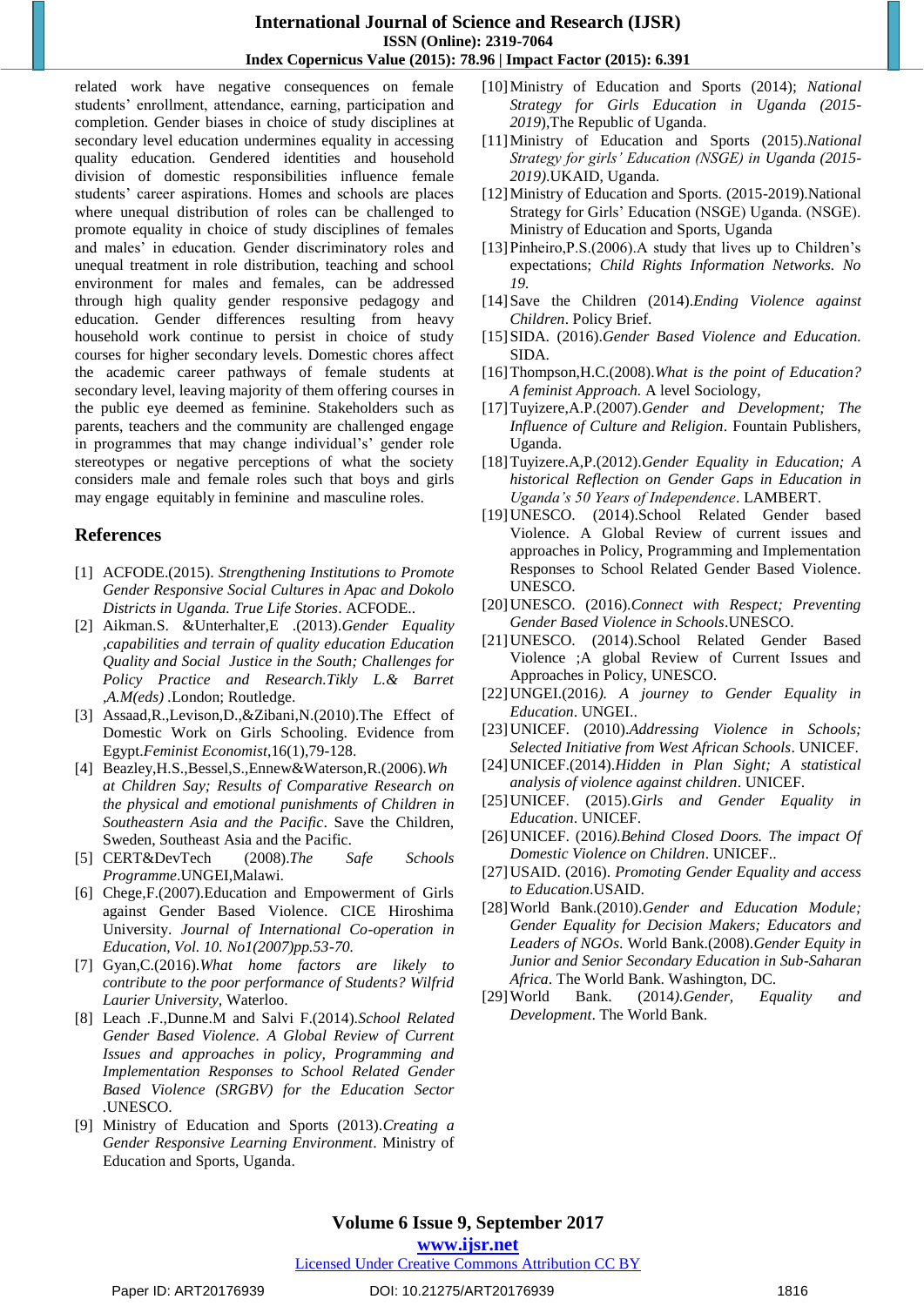related work have negative consequences on female students' enrollment, attendance, earning, participation and completion. Gender biases in choice of study disciplines at secondary level education undermines equality in accessing quality education. Gendered identities and household division of domestic responsibilities influence female students' career aspirations. Homes and schools are places where unequal distribution of roles can be challenged to promote equality in choice of study disciplines of females and males' in education. Gender discriminatory roles and unequal treatment in role distribution, teaching and school environment for males and females, can be addressed through high quality gender responsive pedagogy and education. Gender differences resulting from heavy household work continue to persist in choice of study courses for higher secondary levels. Domestic chores affect the academic career pathways of female students at secondary level, leaving majority of them offering courses in the public eye deemed as feminine. Stakeholders such as parents, teachers and the community are challenged engage in programmes that may change individual's' gender role stereotypes or negative perceptions of what the society considers male and female roles such that boys and girls may engage equitably in feminine and masculine roles.

## References

[1] ACFODE.(2015). *Strengthening Institutions to Promote Gender Responsive Social Cultures in Apac and Dokolo Districts in Uganda. True Life Stories*. ACFODE..

[2] Aikman.S. &Unterhalter,E .(2013).*Gender Equality ,capabilities and terrain of quality education Education Quality and Social Justice in the South; Challenges for Policy Practice and Research.Tikly L.& Barret ,A.M(eds)* .London; Routledge.

[3] Assaad,R.,Levison,D.,&Zibani,N.(2010).The Effect of Domestic Work on Girls Schooling. Evidence from Egypt.*Feminist Economist*,16(1),79-128.

[4] Beazley,H.S.,Bessel,S.,Ennew&Waterson,R.(2006).*What Children Say; Results of Comparative Research on the physical and emotional punishments of Children in Southeastern Asia and the Pacific*. Save the Children, Sweden, Southeast Asia and the Pacific.

[5] CERT&DevTech (2008).*The Safe Schools Programme*.UNGEI,Malawi.

[6] Chege,F.(2007).Education and Empowerment of Girls against Gender Based Violence. CICE Hiroshima University. *Journal of International Co-operation in Education, Vol. 10. No1(2007)pp.53-70.*

[7] Gyan,C.(2016).*What home factors are likely to contribute to the poor performance of Students? Wilfrid Laurier University*, Waterloo.

[8] Leach .F.,Dunne.M and Salvi F.(2014).*School Related Gender Based Violence. A Global Review of Current Issues and approaches in policy, Programming and Implementation Responses to School Related Gender Based Violence (SRGBV) for the Education Sector* .UNESCO.

[9] Ministry of Education and Sports (2013).*Creating a Gender Responsive Learning Environment*. Ministry of Education and Sports, Uganda.

[10] Ministry of Education and Sports (2014); *National Strategy for Girls Education in Uganda (2015-2019)*,The Republic of Uganda.

[11] Ministry of Education and Sports (2015).*National Strategy for girls' Education (NSGE) in Uganda (2015-2019)*.UKAID, Uganda.

[12] Ministry of Education and Sports. (2015-2019).National Strategy for Girls' Education (NSGE) Uganda. (NSGE). Ministry of Education and Sports, Uganda

[13] Pinheiro,P.S.(2006).A study that lives up to Children's expectations; *Child Rights Information Networks. No 19.*

[14] Save the Children (2014).*Ending Violence against Children*. Policy Brief.

[15] SIDA. (2016).*Gender Based Violence and Education.* SIDA.

[16] Thompson,H.C.(2008).*What is the point of Education? A feminist Approach.* A level Sociology,

[17] Tuyizere,A.P.(2007).*Gender and Development; The Influence of Culture and Religion*. Fountain Publishers, Uganda.

[18] Tuyizere.A,P.(2012).*Gender Equality in Education; A historical Reflection on Gender Gaps in Education in Uganda's 50 Years of Independence*. LAMBERT.

[19] UNESCO. (2014).School Related Gender based Violence. A Global Review of current issues and approaches in Policy, Programming and Implementation Responses to School Related Gender Based Violence. UNESCO.

[20] UNESCO. (2016).*Connect with Respect; Preventing Gender Based Violence in Schools*.UNESCO.

[21] UNESCO. (2014).School Related Gender Based Violence ;A global Review of Current Issues and Approaches in Policy, UNESCO.

[22] UNGEI.(2016*). A journey to Gender Equality in Education*. UNGEI..

[23] UNICEF. (2010).*Addressing Violence in Schools; Selected Initiative from West African Schools*. UNICEF.

[24] UNICEF.(2014).*Hidden in Plan Sight; A statistical analysis of violence against children*. UNICEF.

[25] UNICEF. (2015).*Girls and Gender Equality in Education*. UNICEF.

[26] UNICEF. (2016*).Behind Closed Doors. The impact Of Domestic Violence on Children*. UNICEF..

[27] USAID. (2016). *Promoting Gender Equality and access to Education*.USAID.

[28] World Bank.(2010).*Gender and Education Module; Gender Equality for Decision Makers; Educators and Leaders of NGOs*. World Bank.(2008).*Gender Equity in Junior and Senior Secondary Education in Sub-Saharan Africa*. The World Bank. Washington, DC.

[29] World Bank. (2014*).Gender, Equality and Development*. The World Bank.